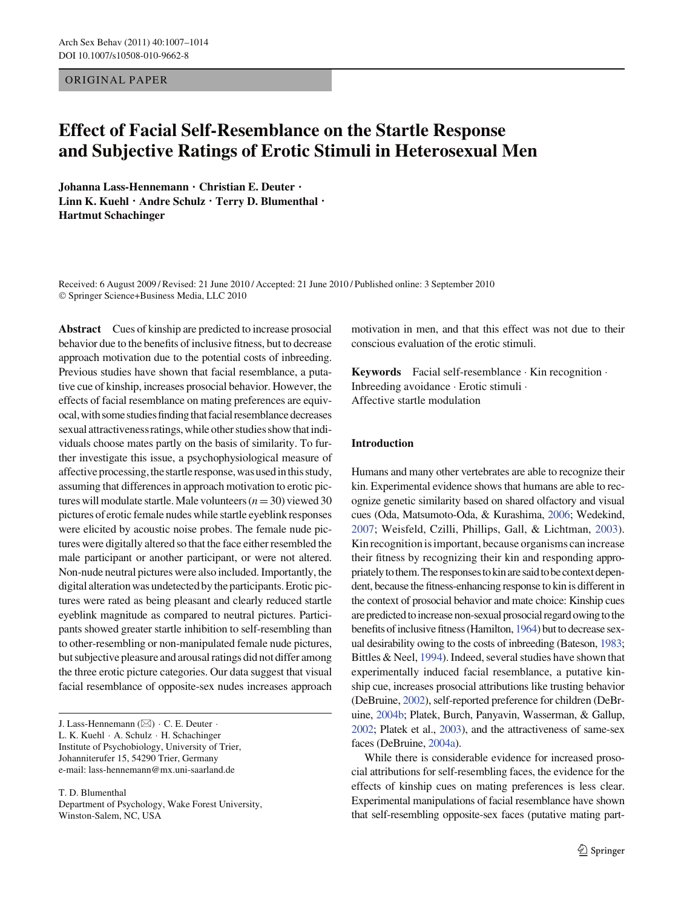ORIGINAL PAPER

# Effect of Facial Self-Resemblance on the Startle Response and Subjective Ratings of Erotic Stimuli in Heterosexual Men

**Johanna Lass-Hennemann · Christian E. Deuter · Linn K. Kuehl · Andre Schulz · Terry D. Blumenthal · Hartmut Schachinger**

Received: 6 August 2009 / Revised: 21 June 2010 / Accepted: 21 June 2010 / Published online: 3 September 2010
© Springer Science+Business Media, LLC 2010

**Abstract** Cues of kinship are predicted to increase prosocial behavior due to the benefits of inclusive fitness, but to decrease approach motivation due to the potential costs of inbreeding. Previous studies have shown that facial resemblance, a putative cue of kinship, increases prosocial behavior. However, the effects of facial resemblance on mating preferences are equivocal, with some studies finding that facial resemblance decreases sexual attractiveness ratings, while other studies show that individuals choose mates partly on the basis of similarity. To further investigate this issue, a psychophysiological measure of affective processing, the startle response, was used in this study, assuming that differences in approach motivation to erotic pictures will modulate startle. Male volunteers ($n = 30$) viewed 30 pictures of erotic female nudes while startle eyeblink responses were elicited by acoustic noise probes. The female nude pictures were digitally altered so that the face either resembled the male participant or another participant, or were not altered. Non-nude neutral pictures were also included. Importantly, the digital alteration was undetected by the participants. Erotic pictures were rated as being pleasant and clearly reduced startle eyeblink magnitude as compared to neutral pictures. Participants showed greater startle inhibition to self-resembling than to other-resembling or non-manipulated female nude pictures, but subjective pleasure and arousal ratings did not differ among the three erotic picture categories. Our data suggest that visual facial resemblance of opposite-sex nudes increases approach motivation in men, and that this effect was not due to their conscious evaluation of the erotic stimuli.

**Keywords** Facial self-resemblance · Kin recognition · Inbreeding avoidance · Erotic stimuli · Affective startle modulation

J. Lass-Hennemann (✉) · C. E. Deuter · L. K. Kuehl · A. Schulz · H. Schachinger
Institute of Psychobiology, University of Trier, Johanniterufer 15, 54290 Trier, Germany
e-mail: lass-hennemann@mx.uni-saarland.de

T. D. Blumenthal
Department of Psychology, Wake Forest University, Winston-Salem, NC, USA

## Introduction

Humans and many other vertebrates are able to recognize their kin. Experimental evidence shows that humans are able to recognize genetic similarity based on shared olfactory and visual cues (Oda, Matsumoto-Oda, & Kurashima, 2006; Wedekind, 2007; Weisfeld, Czilli, Phillips, Gall, & Lichtman, 2003). Kin recognition is important, because organisms can increase their fitness by recognizing their kin and responding appropriately to them. The responses to kin are said to be context dependent, because the fitness-enhancing response to kin is different in the context of prosocial behavior and mate choice: Kinship cues are predicted to increase non-sexual prosocial regard owing to the benefits of inclusive fitness (Hamilton, 1964) but to decrease sexual desirability owing to the costs of inbreeding (Bateson, 1983; Bittles & Neel, 1994). Indeed, several studies have shown that experimentally induced facial resemblance, a putative kinship cue, increases prosocial attributions like trusting behavior (DeBruine, 2002), self-reported preference for children (DeBruine, 2004b; Platek, Burch, Panyavin, Wasserman, & Gallup, 2002; Platek et al., 2003), and the attractiveness of same-sex faces (DeBruine, 2004a).

While there is considerable evidence for increased prosocial attributions for self-resembling faces, the evidence for the effects of kinship cues on mating preferences is less clear. Experimental manipulations of facial resemblance have shown that self-resembling opposite-sex faces (putative mating part-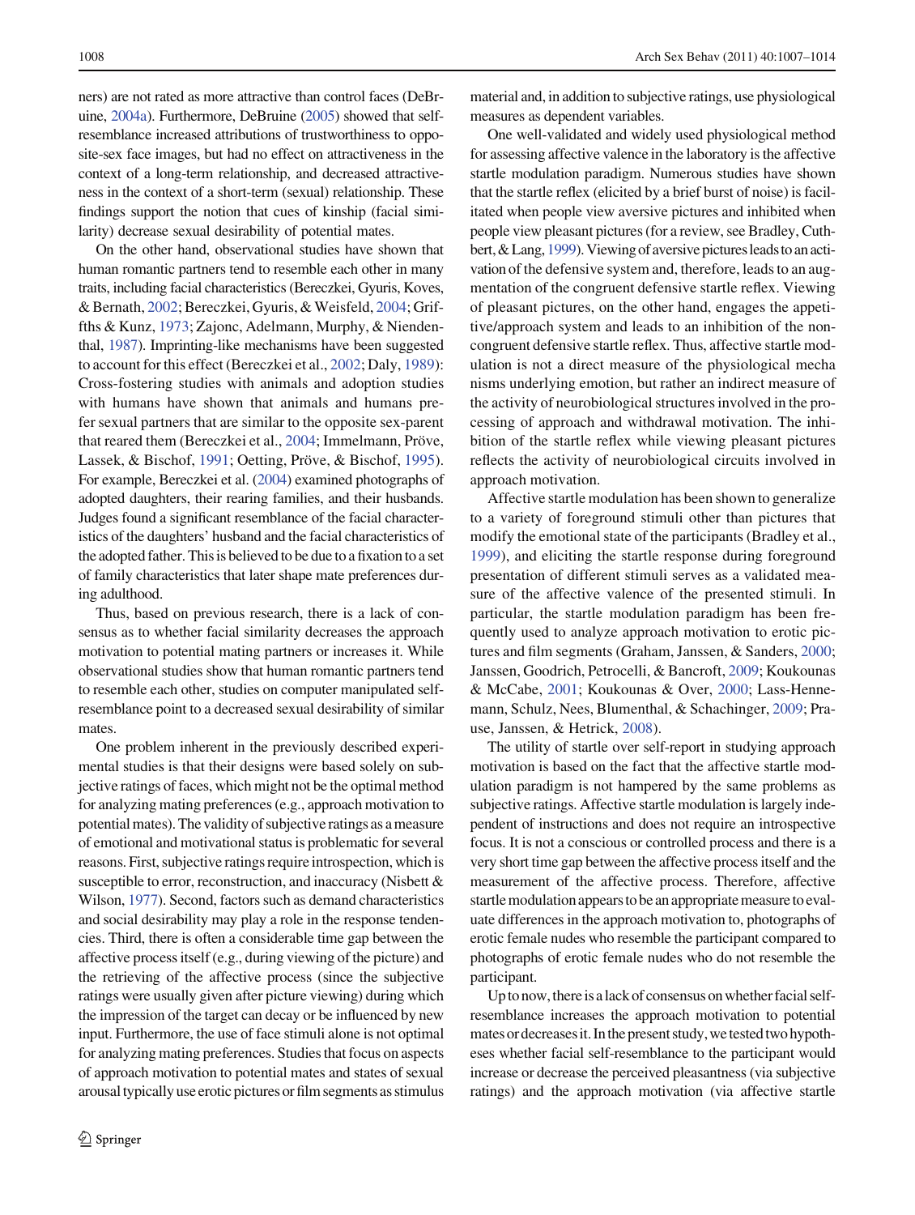ners) are not rated as more attractive than control faces (DeBruine, 2004a). Furthermore, DeBruine (2005) showed that self-resemblance increased attributions of trustworthiness to opposite-sex face images, but had no effect on attractiveness in the context of a long-term relationship, and decreased attractiveness in the context of a short-term (sexual) relationship. These findings support the notion that cues of kinship (facial similarity) decrease sexual desirability of potential mates.

On the other hand, observational studies have shown that human romantic partners tend to resemble each other in many traits, including facial characteristics (Bereczkei, Gyuris, Koves, & Bernath, 2002; Bereczkei, Gyuris, & Weisfeld, 2004; Griffths & Kunz, 1973; Zajonc, Adelmann, Murphy, & Niendenthal, 1987). Imprinting-like mechanisms have been suggested to account for this effect (Bereczkei et al., 2002; Daly, 1989): Cross-fostering studies with animals and adoption studies with humans have shown that animals and humans prefer sexual partners that are similar to the opposite sex-parent that reared them (Bereczkei et al., 2004; Immelmann, Pröve, Lassek, & Bischof, 1991; Oetting, Pröve, & Bischof, 1995). For example, Bereczkei et al. (2004) examined photographs of adopted daughters, their rearing families, and their husbands. Judges found a significant resemblance of the facial characteristics of the daughters' husband and the facial characteristics of the adopted father. This is believed to be due to a fixation to a set of family characteristics that later shape mate preferences during adulthood.

Thus, based on previous research, there is a lack of consensus as to whether facial similarity decreases the approach motivation to potential mating partners or increases it. While observational studies show that human romantic partners tend to resemble each other, studies on computer manipulated self-resemblance point to a decreased sexual desirability of similar mates.

One problem inherent in the previously described experimental studies is that their designs were based solely on subjective ratings of faces, which might not be the optimal method for analyzing mating preferences (e.g., approach motivation to potential mates). The validity of subjective ratings as a measure of emotional and motivational status is problematic for several reasons. First, subjective ratings require introspection, which is susceptible to error, reconstruction, and inaccuracy (Nisbett & Wilson, 1977). Second, factors such as demand characteristics and social desirability may play a role in the response tendencies. Third, there is often a considerable time gap between the affective process itself (e.g., during viewing of the picture) and the retrieving of the affective process (since the subjective ratings were usually given after picture viewing) during which the impression of the target can decay or be influenced by new input. Furthermore, the use of face stimuli alone is not optimal for analyzing mating preferences. Studies that focus on aspects of approach motivation to potential mates and states of sexual arousal typically use erotic pictures or film segments as stimulus material and, in addition to subjective ratings, use physiological measures as dependent variables.

One well-validated and widely used physiological method for assessing affective valence in the laboratory is the affective startle modulation paradigm. Numerous studies have shown that the startle reflex (elicited by a brief burst of noise) is facilitated when people view aversive pictures and inhibited when people view pleasant pictures (for a review, see Bradley, Cuthbert, & Lang, 1999). Viewing of aversive pictures leads to an activation of the defensive system and, therefore, leads to an augmentation of the congruent defensive startle reflex. Viewing of pleasant pictures, on the other hand, engages the appetitive/approach system and leads to an inhibition of the non-congruent defensive startle reflex. Thus, affective startle modulation is not a direct measure of the physiological mechanisms underlying emotion, but rather an indirect measure of the activity of neurobiological structures involved in the processing of approach and withdrawal motivation. The inhibition of the startle reflex while viewing pleasant pictures reflects the activity of neurobiological circuits involved in approach motivation.

Affective startle modulation has been shown to generalize to a variety of foreground stimuli other than pictures that modify the emotional state of the participants (Bradley et al., 1999), and eliciting the startle response during foreground presentation of different stimuli serves as a validated measure of the affective valence of the presented stimuli. In particular, the startle modulation paradigm has been frequently used to analyze approach motivation to erotic pictures and film segments (Graham, Janssen, & Sanders, 2000; Janssen, Goodrich, Petrocelli, & Bancroft, 2009; Koukounas & McCabe, 2001; Koukounas & Over, 2000; Lass-Hennemann, Schulz, Nees, Blumenthal, & Schachinger, 2009; Prause, Janssen, & Hetrick, 2008).

The utility of startle over self-report in studying approach motivation is based on the fact that the affective startle modulation paradigm is not hampered by the same problems as subjective ratings. Affective startle modulation is largely independent of instructions and does not require an introspective focus. It is not a conscious or controlled process and there is a very short time gap between the affective process itself and the measurement of the affective process. Therefore, affective startle modulation appears to be an appropriate measure to evaluate differences in the approach motivation to, photographs of erotic female nudes who resemble the participant compared to photographs of erotic female nudes who do not resemble the participant.

Up to now, there is a lack of consensus on whether facial self-resemblance increases the approach motivation to potential mates or decreases it. In the present study, we tested two hypotheses whether facial self-resemblance to the participant would increase or decrease the perceived pleasantness (via subjective ratings) and the approach motivation (via affective startle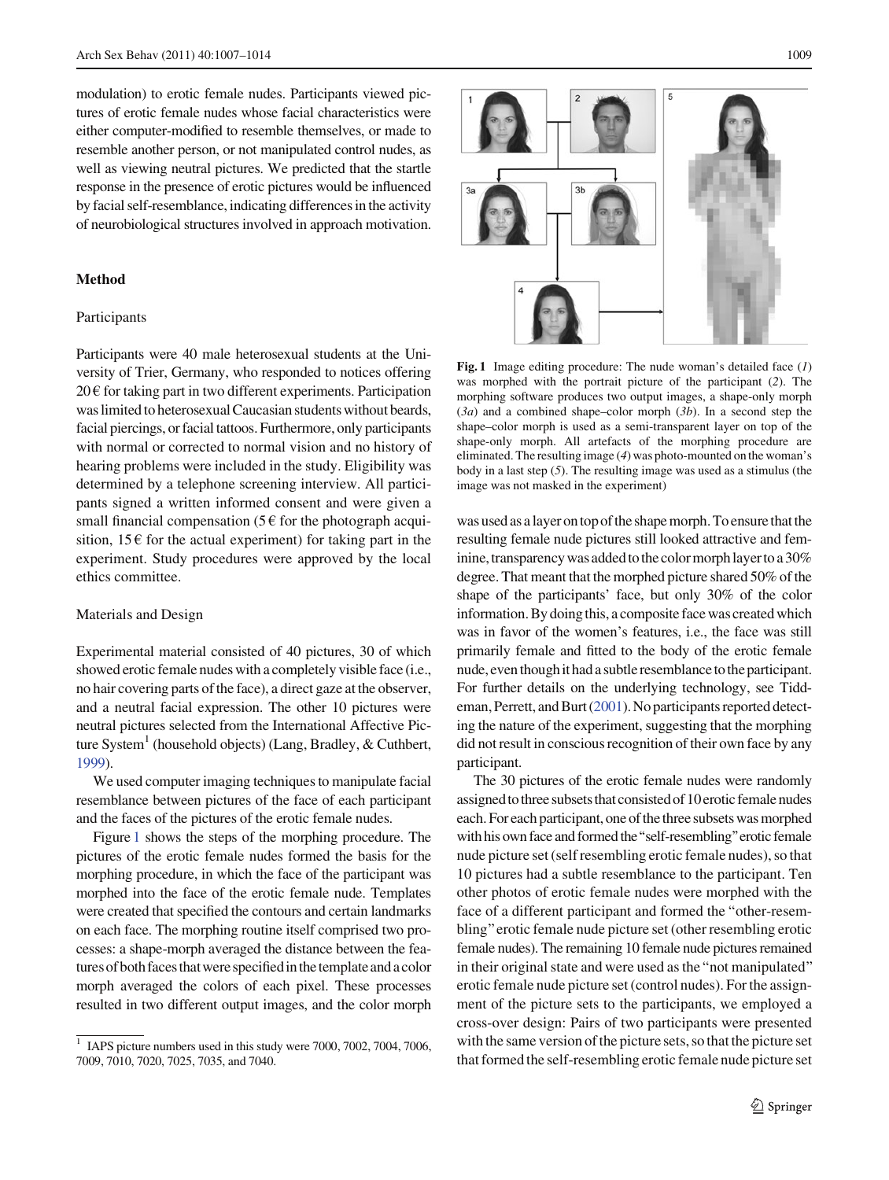modulation) to erotic female nudes. Participants viewed pictures of erotic female nudes whose facial characteristics were either computer-modified to resemble themselves, or made to resemble another person, or not manipulated control nudes, as well as viewing neutral pictures. We predicted that the startle response in the presence of erotic pictures would be influenced by facial self-resemblance, indicating differences in the activity of neurobiological structures involved in approach motivation.

## Method

### Participants

Participants were 40 male heterosexual students at the University of Trier, Germany, who responded to notices offering 20 € for taking part in two different experiments. Participation was limited to heterosexual Caucasian students without beards, facial piercings, or facial tattoos. Furthermore, only participants with normal or corrected to normal vision and no history of hearing problems were included in the study. Eligibility was determined by a telephone screening interview. All participants signed a written informed consent and were given a small financial compensation (5 € for the photograph acquisition, 15 € for the actual experiment) for taking part in the experiment. Study procedures were approved by the local ethics committee.

### Materials and Design

Experimental material consisted of 40 pictures, 30 of which showed erotic female nudes with a completely visible face (i.e., no hair covering parts of the face), a direct gaze at the observer, and a neutral facial expression. The other 10 pictures were neutral pictures selected from the International Affective Picture System[1] (household objects) (Lang, Bradley, & Cuthbert, 1999).

We used computer imaging techniques to manipulate facial resemblance between pictures of the face of each participant and the faces of the pictures of the erotic female nudes.

Figure 1 shows the steps of the morphing procedure. The pictures of the erotic female nudes formed the basis for the morphing procedure, in which the face of the participant was morphed into the face of the erotic female nude. Templates were created that specified the contours and certain landmarks on each face. The morphing routine itself comprised two processes: a shape-morph averaged the distance between the features of both faces that were specified in the template and a color morph averaged the colors of each pixel. These processes resulted in two different output images, and the color morph was used as a layer on top of the shape morph. To ensure that the resulting female nude pictures still looked attractive and feminine, transparency was added to the color morph layer to a 30% degree. That meant that the morphed picture shared 50% of the shape of the participants' face, but only 30% of the color information. By doing this, a composite face was created which was in favor of the women's features, i.e., the face was still primarily female and fitted to the body of the erotic female nude, even though it had a subtle resemblance to the participant. For further details on the underlying technology, see Tiddeman, Perrett, and Burt (2001). No participants reported detecting the nature of the experiment, suggesting that the morphing did not result in conscious recognition of their own face by any participant.

**Fig. 1** Image editing procedure: The nude woman's detailed face (*1*) was morphed with the portrait picture of the participant (*2*). The morphing software produces two output images, a shape-only morph (*3a*) and a combined shape–color morph (*3b*). In a second step the shape–color morph is used as a semi-transparent layer on top of the shape-only morph. All artefacts of the morphing procedure are eliminated. The resulting image (*4*) was photo-mounted on the woman's body in a last step (*5*). The resulting image was used as a stimulus (the image was not masked in the experiment)

The 30 pictures of the erotic female nudes were randomly assigned to three subsets that consisted of 10 erotic female nudes each. For each participant, one of the three subsets was morphed with his own face and formed the "self-resembling" erotic female nude picture set (self resembling erotic female nudes), so that 10 pictures had a subtle resemblance to the participant. Ten other photos of erotic female nudes were morphed with the face of a different participant and formed the "other-resembling" erotic female nude picture set (other resembling erotic female nudes). The remaining 10 female nude pictures remained in their original state and were used as the "not manipulated" erotic female nude picture set (control nudes). For the assignment of the picture sets to the participants, we employed a cross-over design: Pairs of two participants were presented with the same version of the picture sets, so that the picture set that formed the self-resembling erotic female nude picture set

[1] IAPS picture numbers used in this study were 7000, 7002, 7004, 7006, 7009, 7010, 7020, 7025, 7035, and 7040.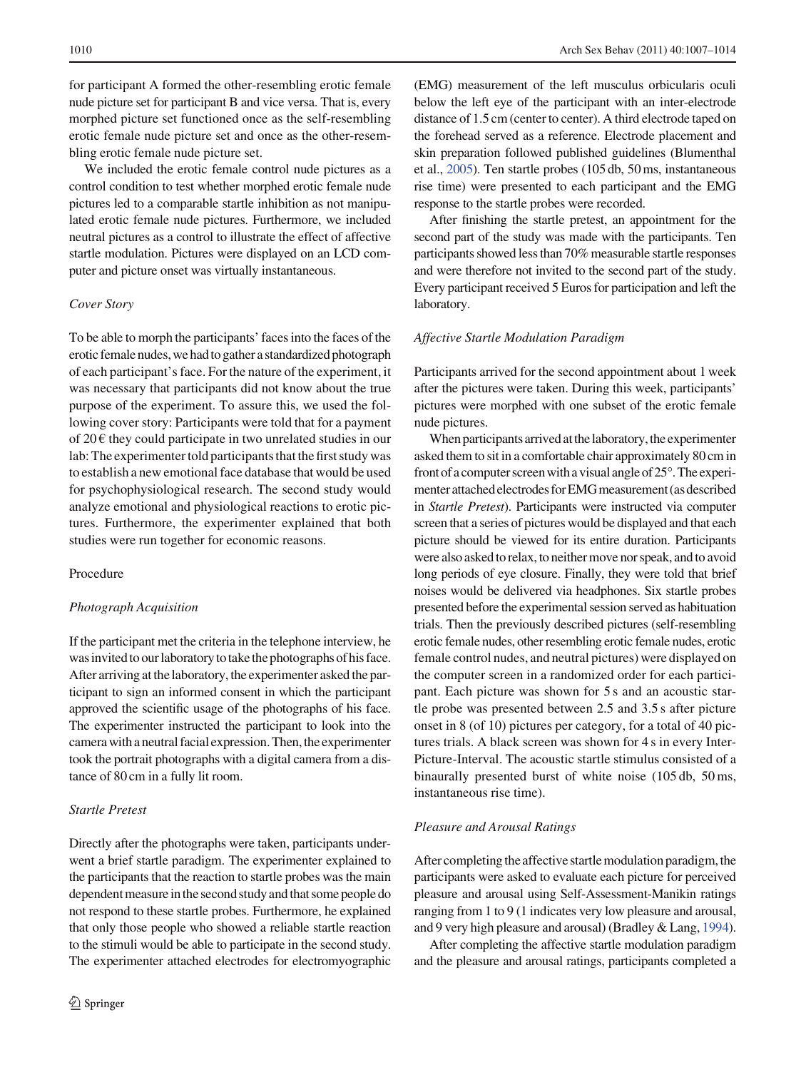for participant A formed the other-resembling erotic female nude picture set for participant B and vice versa. That is, every morphed picture set functioned once as the self-resembling erotic female nude picture set and once as the other-resembling erotic female nude picture set.

We included the erotic female control nude pictures as a control condition to test whether morphed erotic female nude pictures led to a comparable startle inhibition as not manipulated erotic female nude pictures. Furthermore, we included neutral pictures as a control to illustrate the effect of affective startle modulation. Pictures were displayed on an LCD computer and picture onset was virtually instantaneous.

### *Cover Story*

To be able to morph the participants' faces into the faces of the erotic female nudes, we had to gather a standardized photograph of each participant's face. For the nature of the experiment, it was necessary that participants did not know about the true purpose of the experiment. To assure this, we used the following cover story: Participants were told that for a payment of 20 € they could participate in two unrelated studies in our lab: The experimenter told participants that the first study was to establish a new emotional face database that would be used for psychophysiological research. The second study would analyze emotional and physiological reactions to erotic pictures. Furthermore, the experimenter explained that both studies were run together for economic reasons.

## Procedure

### *Photograph Acquisition*

If the participant met the criteria in the telephone interview, he was invited to our laboratory to take the photographs of his face. After arriving at the laboratory, the experimenter asked the participant to sign an informed consent in which the participant approved the scientific usage of the photographs of his face. The experimenter instructed the participant to look into the camera with a neutral facial expression. Then, the experimenter took the portrait photographs with a digital camera from a distance of 80 cm in a fully lit room.

### *Startle Pretest*

Directly after the photographs were taken, participants underwent a brief startle paradigm. The experimenter explained to the participants that the reaction to startle probes was the main dependent measure in the second study and that some people do not respond to these startle probes. Furthermore, he explained that only those people who showed a reliable startle reaction to the stimuli would be able to participate in the second study. The experimenter attached electrodes for electromyographic (EMG) measurement of the left musculus orbicularis oculi below the left eye of the participant with an inter-electrode distance of 1.5 cm (center to center). A third electrode taped on the forehead served as a reference. Electrode placement and skin preparation followed published guidelines (Blumenthal et al., 2005). Ten startle probes (105 db, 50 ms, instantaneous rise time) were presented to each participant and the EMG response to the startle probes were recorded.

After finishing the startle pretest, an appointment for the second part of the study was made with the participants. Ten participants showed less than 70% measurable startle responses and were therefore not invited to the second part of the study. Every participant received 5 Euros for participation and left the laboratory.

### *Affective Startle Modulation Paradigm*

Participants arrived for the second appointment about 1 week after the pictures were taken. During this week, participants' pictures were morphed with one subset of the erotic female nude pictures.

When participants arrived at the laboratory, the experimenter asked them to sit in a comfortable chair approximately 80 cm in front of a computer screen with a visual angle of 25°. The experimenter attached electrodes for EMG measurement (as described in *Startle Pretest*). Participants were instructed via computer screen that a series of pictures would be displayed and that each picture should be viewed for its entire duration. Participants were also asked to relax, to neither move nor speak, and to avoid long periods of eye closure. Finally, they were told that brief noises would be delivered via headphones. Six startle probes presented before the experimental session served as habituation trials. Then the previously described pictures (self-resembling erotic female nudes, other resembling erotic female nudes, erotic female control nudes, and neutral pictures) were displayed on the computer screen in a randomized order for each participant. Each picture was shown for 5 s and an acoustic startle probe was presented between 2.5 and 3.5 s after picture onset in 8 (of 10) pictures per category, for a total of 40 pictures trials. A black screen was shown for 4 s in every Inter-Picture-Interval. The acoustic startle stimulus consisted of a binaurally presented burst of white noise (105 db, 50 ms, instantaneous rise time).

### *Pleasure and Arousal Ratings*

After completing the affective startle modulation paradigm, the participants were asked to evaluate each picture for perceived pleasure and arousal using Self-Assessment-Manikin ratings ranging from 1 to 9 (1 indicates very low pleasure and arousal, and 9 very high pleasure and arousal) (Bradley & Lang, 1994).

After completing the affective startle modulation paradigm and the pleasure and arousal ratings, participants completed a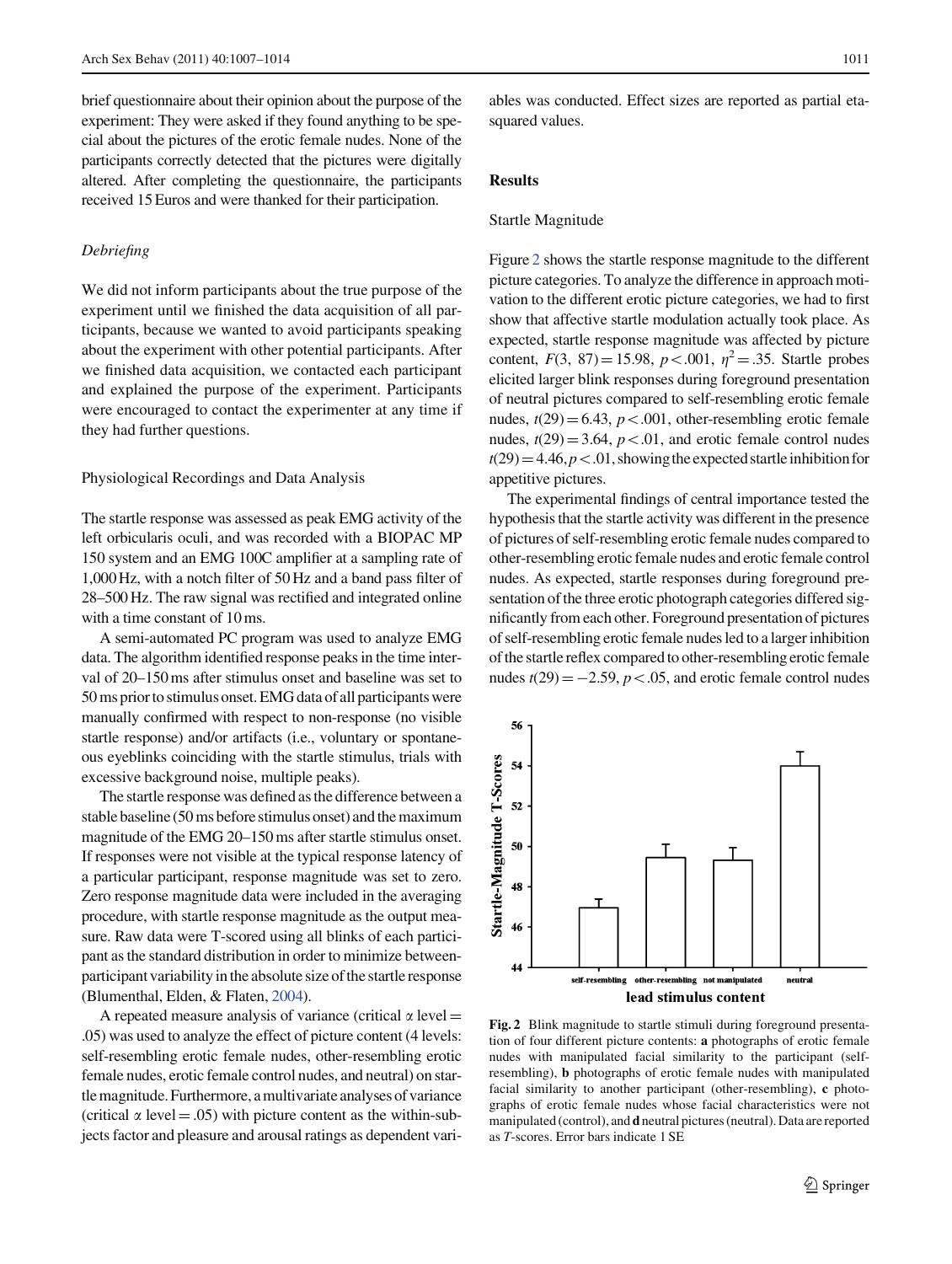brief questionnaire about their opinion about the purpose of the experiment: They were asked if they found anything to be special about the pictures of the erotic female nudes. None of the participants correctly detected that the pictures were digitally altered. After completing the questionnaire, the participants received 15 Euros and were thanked for their participation.

*Debriefing*

We did not inform participants about the true purpose of the experiment until we finished the data acquisition of all participants, because we wanted to avoid participants speaking about the experiment with other potential participants. After we finished data acquisition, we contacted each participant and explained the purpose of the experiment. Participants were encouraged to contact the experimenter at any time if they had further questions.

Physiological Recordings and Data Analysis

The startle response was assessed as peak EMG activity of the left orbicularis oculi, and was recorded with a BIOPAC MP 150 system and an EMG 100C amplifier at a sampling rate of 1,000 Hz, with a notch filter of 50 Hz and a band pass filter of 28–500 Hz. The raw signal was rectified and integrated online with a time constant of 10 ms.

A semi-automated PC program was used to analyze EMG data. The algorithm identified response peaks in the time interval of 20–150 ms after stimulus onset and baseline was set to 50 ms prior to stimulus onset. EMG data of all participants were manually confirmed with respect to non-response (no visible startle response) and/or artifacts (i.e., voluntary or spontaneous eyeblinks coinciding with the startle stimulus, trials with excessive background noise, multiple peaks).

The startle response was defined as the difference between a stable baseline (50 ms before stimulus onset) and the maximum magnitude of the EMG 20–150 ms after startle stimulus onset. If responses were not visible at the typical response latency of a particular participant, response magnitude was set to zero. Zero response magnitude data were included in the averaging procedure, with startle response magnitude as the output measure. Raw data were T-scored using all blinks of each participant as the standard distribution in order to minimize between-participant variability in the absolute size of the startle response (Blumenthal, Elden, & Flaten, 2004).

A repeated measure analysis of variance (critical $\alpha$ level = .05) was used to analyze the effect of picture content (4 levels: self-resembling erotic female nudes, other-resembling erotic female nudes, erotic female control nudes, and neutral) on startle magnitude. Furthermore, a multivariate analyses of variance (critical $\alpha$ level = .05) with picture content as the within-subjects factor and pleasure and arousal ratings as dependent variables was conducted. Effect sizes are reported as partial eta-squared values.

## Results

Startle Magnitude

Figure 2 shows the startle response magnitude to the different picture categories. To analyze the difference in approach motivation to the different erotic picture categories, we had to first show that affective startle modulation actually took place. As expected, startle response magnitude was affected by picture content, $F(3,\ 87) = 15.98$, $p < .001$, $\eta^2 = .35$. Startle probes elicited larger blink responses during foreground presentation of neutral pictures compared to self-resembling erotic female nudes, $t(29) = 6.43$, $p < .001$, other-resembling erotic female nudes, $t(29) = 3.64$, $p < .01$, and erotic female control nudes $t(29) = 4.46, p < .01$, showing the expected startle inhibition for appetitive pictures.

The experimental findings of central importance tested the hypothesis that the startle activity was different in the presence of pictures of self-resembling erotic female nudes compared to other-resembling erotic female nudes and erotic female control nudes. As expected, startle responses during foreground presentation of the three erotic photograph categories differed significantly from each other. Foreground presentation of pictures of self-resembling erotic female nudes led to a larger inhibition of the startle reflex compared to other-resembling erotic female nudes $t(29) = -2.59$, $p < .05$, and erotic female control nudes

**Fig. 2** Blink magnitude to startle stimuli during foreground presentation of four different picture contents: **a** photographs of erotic female nudes with manipulated facial similarity to the participant (self-resembling), **b** photographs of erotic female nudes with manipulated facial similarity to another participant (other-resembling), **c** photographs of erotic female nudes whose facial characteristics were not manipulated (control), and **d** neutral pictures (neutral). Data are reported as *T*-scores. Error bars indicate 1 SE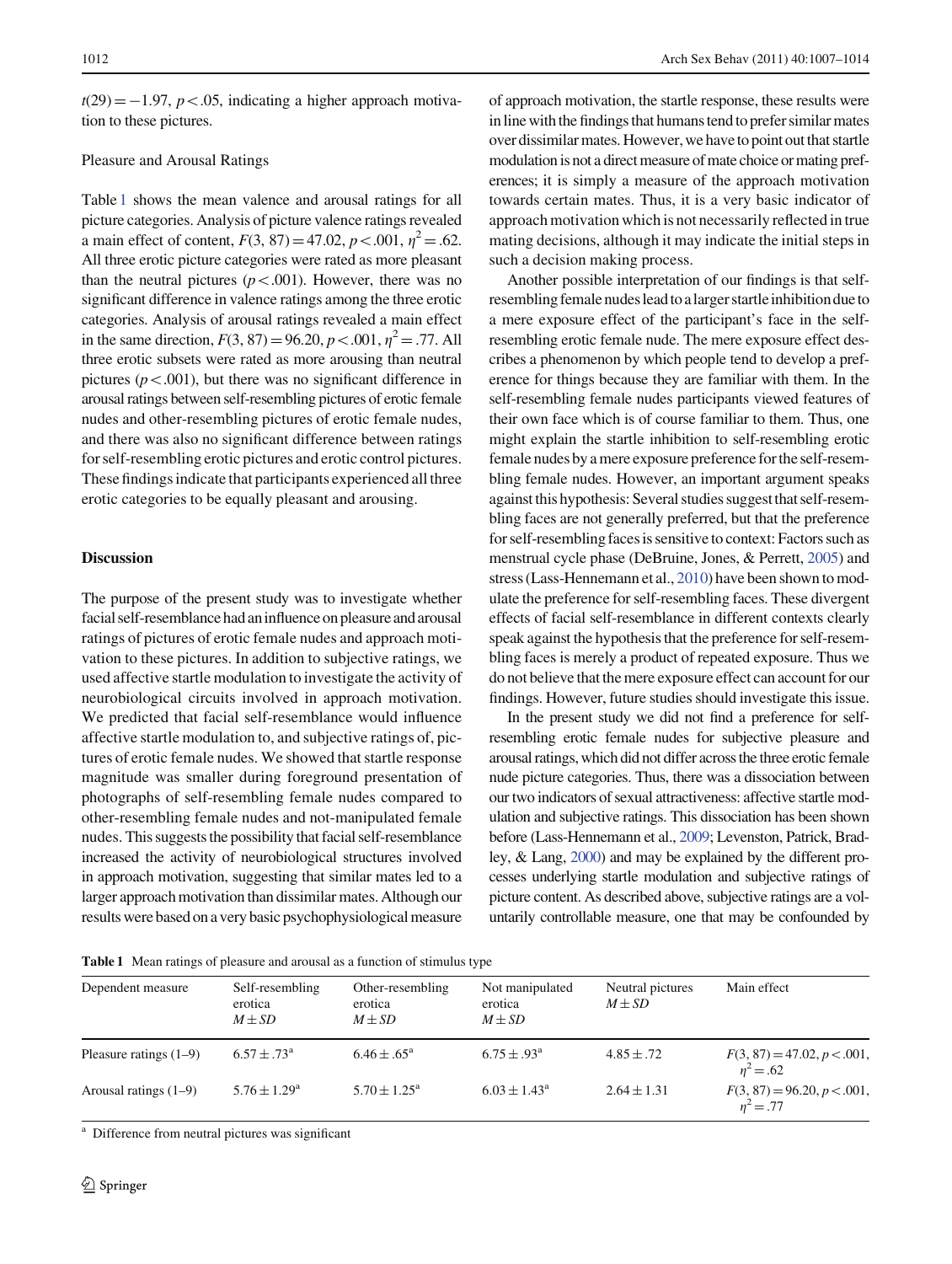$t(29) = -1.97$, $p < .05$, indicating a higher approach motivation to these pictures.

Pleasure and Arousal Ratings

Table 1 shows the mean valence and arousal ratings for all picture categories. Analysis of picture valence ratings revealed a main effect of content, $F(3, 87) = 47.02$, $p < .001$, $\eta^2 = .62$. All three erotic picture categories were rated as more pleasant than the neutral pictures ($p < .001$). However, there was no significant difference in valence ratings among the three erotic categories. Analysis of arousal ratings revealed a main effect in the same direction, $F(3, 87) = 96.20$, $p < .001$, $\eta^2 = .77$. All three erotic subsets were rated as more arousing than neutral pictures ($p < .001$), but there was no significant difference in arousal ratings between self-resembling pictures of erotic female nudes and other-resembling pictures of erotic female nudes, and there was also no significant difference between ratings for self-resembling erotic pictures and erotic control pictures. These findings indicate that participants experienced all three erotic categories to be equally pleasant and arousing.

## Discussion

The purpose of the present study was to investigate whether facial self-resemblance had an influence on pleasure and arousal ratings of pictures of erotic female nudes and approach motivation to these pictures. In addition to subjective ratings, we used affective startle modulation to investigate the activity of neurobiological circuits involved in approach motivation. We predicted that facial self-resemblance would influence affective startle modulation to, and subjective ratings of, pictures of erotic female nudes. We showed that startle response magnitude was smaller during foreground presentation of photographs of self-resembling female nudes compared to other-resembling female nudes and not-manipulated female nudes. This suggests the possibility that facial self-resemblance increased the activity of neurobiological structures involved in approach motivation, suggesting that similar mates led to a larger approach motivation than dissimilar mates. Although our results were based on a very basic psychophysiological measure of approach motivation, the startle response, these results were in line with the findings that humans tend to prefer similar mates over dissimilar mates. However, we have to point out that startle modulation is not a direct measure of mate choice or mating preferences; it is simply a measure of the approach motivation towards certain mates. Thus, it is a very basic indicator of approach motivation which is not necessarily reflected in true mating decisions, although it may indicate the initial steps in such a decision making process.

Another possible interpretation of our findings is that self-resembling female nudes lead to a larger startle inhibition due to a mere exposure effect of the participant's face in the self-resembling erotic female nude. The mere exposure effect describes a phenomenon by which people tend to develop a preference for things because they are familiar with them. In the self-resembling female nudes participants viewed features of their own face which is of course familiar to them. Thus, one might explain the startle inhibition to self-resembling erotic female nudes by a mere exposure preference for the self-resembling female nudes. However, an important argument speaks against this hypothesis: Several studies suggest that self-resembling faces are not generally preferred, but that the preference for self-resembling faces is sensitive to context: Factors such as menstrual cycle phase (DeBruine, Jones, & Perrett, 2005) and stress (Lass-Hennemann et al., 2010) have been shown to modulate the preference for self-resembling faces. These divergent effects of facial self-resemblance in different contexts clearly speak against the hypothesis that the preference for self-resembling faces is merely a product of repeated exposure. Thus we do not believe that the mere exposure effect can account for our findings. However, future studies should investigate this issue.

In the present study we did not find a preference for self-resembling erotic female nudes for subjective pleasure and arousal ratings, which did not differ across the three erotic female nude picture categories. Thus, there was a dissociation between our two indicators of sexual attractiveness: affective startle modulation and subjective ratings. This dissociation has been shown before (Lass-Hennemann et al., 2009; Levenston, Patrick, Bradley, & Lang, 2000) and may be explained by the different processes underlying startle modulation and subjective ratings of picture content. As described above, subjective ratings are a voluntarily controllable measure, one that may be confounded by

**Table 1** Mean ratings of pleasure and arousal as a function of stimulus type

| Dependent measure | Self-resembling erotica $M \pm SD$ | Other-resembling erotica $M \pm SD$ | Not manipulated erotica $M \pm SD$ | Neutral pictures $M \pm SD$ | Main effect |
|---|---|---|---|---|---|
| Pleasure ratings (1–9) | $6.57 \pm .73$[a] | $6.46 \pm .65$[a] | $6.75 \pm .93$[a] | $4.85 \pm .72$ | $F(3, 87) = 47.02$, $p < .001$, $\eta^2 = .62$ |
| Arousal ratings (1–9) | $5.76 \pm 1.29$[a] | $5.70 \pm 1.25$[a] | $6.03 \pm 1.43$[a] | $2.64 \pm 1.31$ | $F(3, 87) = 96.20$, $p < .001$, $\eta^2 = .77$ |

[a] Difference from neutral pictures was significant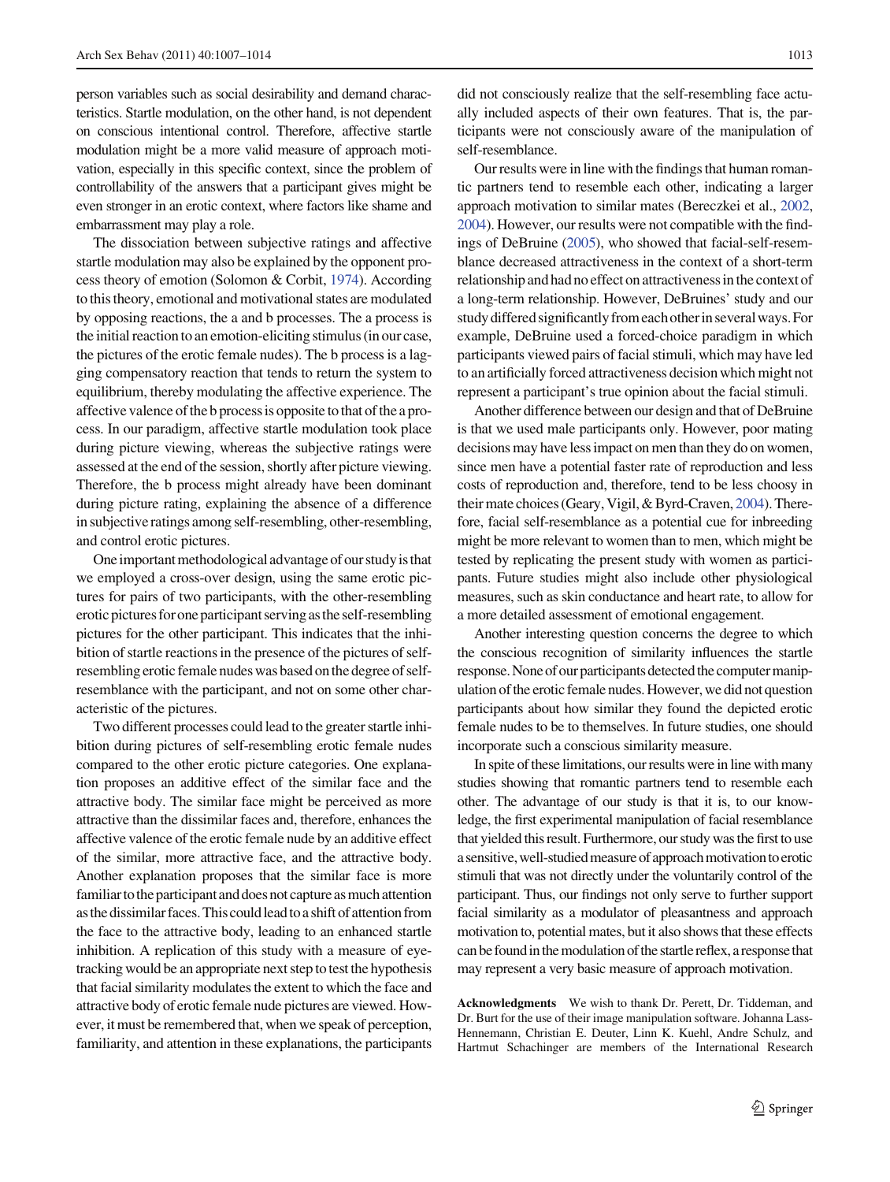person variables such as social desirability and demand characteristics. Startle modulation, on the other hand, is not dependent on conscious intentional control. Therefore, affective startle modulation might be a more valid measure of approach motivation, especially in this specific context, since the problem of controllability of the answers that a participant gives might be even stronger in an erotic context, where factors like shame and embarrassment may play a role.

The dissociation between subjective ratings and affective startle modulation may also be explained by the opponent process theory of emotion (Solomon & Corbit, 1974). According to this theory, emotional and motivational states are modulated by opposing reactions, the a and b processes. The a process is the initial reaction to an emotion-eliciting stimulus (in our case, the pictures of the erotic female nudes). The b process is a lagging compensatory reaction that tends to return the system to equilibrium, thereby modulating the affective experience. The affective valence of the b process is opposite to that of the a process. In our paradigm, affective startle modulation took place during picture viewing, whereas the subjective ratings were assessed at the end of the session, shortly after picture viewing. Therefore, the b process might already have been dominant during picture rating, explaining the absence of a difference in subjective ratings among self-resembling, other-resembling, and control erotic pictures.

One important methodological advantage of our study is that we employed a cross-over design, using the same erotic pictures for pairs of two participants, with the other-resembling erotic pictures for one participant serving as the self-resembling pictures for the other participant. This indicates that the inhibition of startle reactions in the presence of the pictures of self-resembling erotic female nudes was based on the degree of self-resemblance with the participant, and not on some other characteristic of the pictures.

Two different processes could lead to the greater startle inhibition during pictures of self-resembling erotic female nudes compared to the other erotic picture categories. One explanation proposes an additive effect of the similar face and the attractive body. The similar face might be perceived as more attractive than the dissimilar faces and, therefore, enhances the affective valence of the erotic female nude by an additive effect of the similar, more attractive face, and the attractive body. Another explanation proposes that the similar face is more familiar to the participant and does not capture as much attention as the dissimilar faces. This could lead to a shift of attention from the face to the attractive body, leading to an enhanced startle inhibition. A replication of this study with a measure of eye-tracking would be an appropriate next step to test the hypothesis that facial similarity modulates the extent to which the face and attractive body of erotic female nude pictures are viewed. However, it must be remembered that, when we speak of perception, familiarity, and attention in these explanations, the participants did not consciously realize that the self-resembling face actually included aspects of their own features. That is, the participants were not consciously aware of the manipulation of self-resemblance.

Our results were in line with the findings that human romantic partners tend to resemble each other, indicating a larger approach motivation to similar mates (Bereczkei et al., 2002, 2004). However, our results were not compatible with the findings of DeBruine (2005), who showed that facial-self-resemblance decreased attractiveness in the context of a short-term relationship and had no effect on attractiveness in the context of a long-term relationship. However, DeBruines' study and our study differed significantly from each other in several ways. For example, DeBruine used a forced-choice paradigm in which participants viewed pairs of facial stimuli, which may have led to an artificially forced attractiveness decision which might not represent a participant's true opinion about the facial stimuli.

Another difference between our design and that of DeBruine is that we used male participants only. However, poor mating decisions may have less impact on men than they do on women, since men have a potential faster rate of reproduction and less costs of reproduction and, therefore, tend to be less choosy in their mate choices (Geary, Vigil, & Byrd-Craven, 2004). Therefore, facial self-resemblance as a potential cue for inbreeding might be more relevant to women than to men, which might be tested by replicating the present study with women as participants. Future studies might also include other physiological measures, such as skin conductance and heart rate, to allow for a more detailed assessment of emotional engagement.

Another interesting question concerns the degree to which the conscious recognition of similarity influences the startle response. None of our participants detected the computer manipulation of the erotic female nudes. However, we did not question participants about how similar they found the depicted erotic female nudes to be to themselves. In future studies, one should incorporate such a conscious similarity measure.

In spite of these limitations, our results were in line with many studies showing that romantic partners tend to resemble each other. The advantage of our study is that it is, to our knowledge, the first experimental manipulation of facial resemblance that yielded this result. Furthermore, our study was the first to use a sensitive, well-studied measure of approach motivation to erotic stimuli that was not directly under the voluntarily control of the participant. Thus, our findings not only serve to further support facial similarity as a modulator of pleasantness and approach motivation to, potential mates, but it also shows that these effects can be found in the modulation of the startle reflex, a response that may represent a very basic measure of approach motivation.

**Acknowledgments** We wish to thank Dr. Perett, Dr. Tiddeman, and Dr. Burt for the use of their image manipulation software. Johanna Lass-Hennemann, Christian E. Deuter, Linn K. Kuehl, Andre Schulz, and Hartmut Schachinger are members of the International Research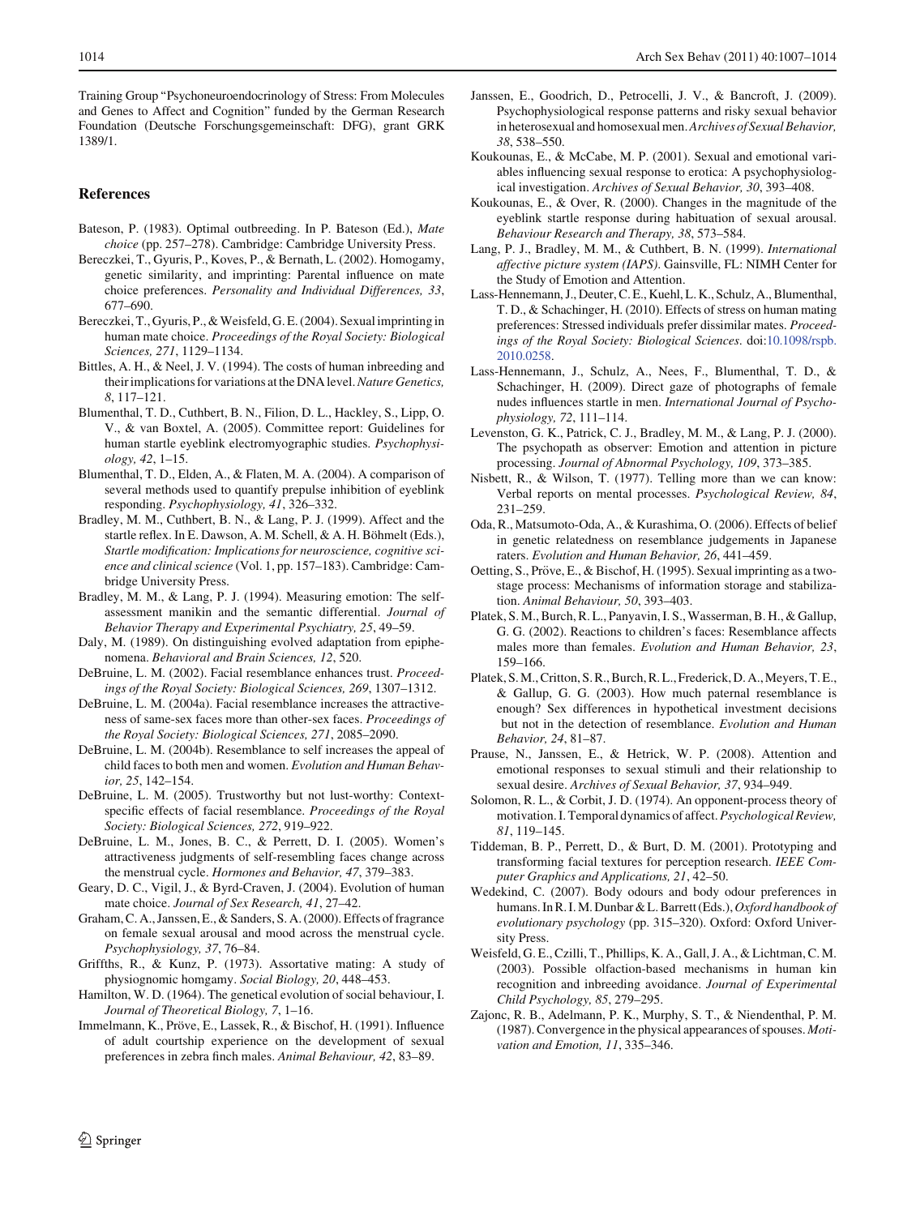Training Group "Psychoneuroendocrinology of Stress: From Molecules and Genes to Affect and Cognition" funded by the German Research Foundation (Deutsche Forschungsgemeinschaft: DFG), grant GRK 1389/1.

## References

Bateson, P. (1983). Optimal outbreeding. In P. Bateson (Ed.), *Mate choice* (pp. 257–278). Cambridge: Cambridge University Press.

Bereczkei, T., Gyuris, P., Koves, P., & Bernath, L. (2002). Homogamy, genetic similarity, and imprinting: Parental influence on mate choice preferences. *Personality and Individual Differences, 33*, 677–690.

Bereczkei, T., Gyuris, P., & Weisfeld, G. E. (2004). Sexual imprinting in human mate choice. *Proceedings of the Royal Society: Biological Sciences, 271*, 1129–1134.

Bittles, A. H., & Neel, J. V. (1994). The costs of human inbreeding and their implications for variations at the DNA level. *Nature Genetics, 8*, 117–121.

Blumenthal, T. D., Cuthbert, B. N., Filion, D. L., Hackley, S., Lipp, O. V., & van Boxtel, A. (2005). Committee report: Guidelines for human startle eyeblink electromyographic studies. *Psychophysiology, 42*, 1–15.

Blumenthal, T. D., Elden, A., & Flaten, M. A. (2004). A comparison of several methods used to quantify prepulse inhibition of eyeblink responding. *Psychophysiology, 41*, 326–332.

Bradley, M. M., Cuthbert, B. N., & Lang, P. J. (1999). Affect and the startle reflex. In E. Dawson, A. M. Schell, & A. H. Böhmelt (Eds.), *Startle modification: Implications for neuroscience, cognitive science and clinical science* (Vol. 1, pp. 157–183). Cambridge: Cambridge University Press.

Bradley, M. M., & Lang, P. J. (1994). Measuring emotion: The self-assessment manikin and the semantic differential. *Journal of Behavior Therapy and Experimental Psychiatry, 25*, 49–59.

Daly, M. (1989). On distinguishing evolved adaptation from epiphenomena. *Behavioral and Brain Sciences, 12*, 520.

DeBruine, L. M. (2002). Facial resemblance enhances trust. *Proceedings of the Royal Society: Biological Sciences, 269*, 1307–1312.

DeBruine, L. M. (2004a). Facial resemblance increases the attractiveness of same-sex faces more than other-sex faces. *Proceedings of the Royal Society: Biological Sciences, 271*, 2085–2090.

DeBruine, L. M. (2004b). Resemblance to self increases the appeal of child faces to both men and women. *Evolution and Human Behavior, 25*, 142–154.

DeBruine, L. M. (2005). Trustworthy but not lust-worthy: Context-specific effects of facial resemblance. *Proceedings of the Royal Society: Biological Sciences, 272*, 919–922.

DeBruine, L. M., Jones, B. C., & Perrett, D. I. (2005). Women's attractiveness judgments of self-resembling faces change across the menstrual cycle. *Hormones and Behavior, 47*, 379–383.

Geary, D. C., Vigil, J., & Byrd-Craven, J. (2004). Evolution of human mate choice. *Journal of Sex Research, 41*, 27–42.

Graham, C. A., Janssen, E., & Sanders, S. A. (2000). Effects of fragrance on female sexual arousal and mood across the menstrual cycle. *Psychophysiology, 37*, 76–84.

Griffths, R., & Kunz, P. (1973). Assortative mating: A study of physiognomic homgamy. *Social Biology, 20*, 448–453.

Hamilton, W. D. (1964). The genetical evolution of social behaviour, I. *Journal of Theoretical Biology, 7*, 1–16.

Immelmann, K., Pröve, E., Lassek, R., & Bischof, H. (1991). Influence of adult courtship experience on the development of sexual preferences in zebra finch males. *Animal Behaviour, 42*, 83–89.

Janssen, E., Goodrich, D., Petrocelli, J. V., & Bancroft, J. (2009). Psychophysiological response patterns and risky sexual behavior in heterosexual and homosexual men. *Archives of Sexual Behavior, 38*, 538–550.

Koukounas, E., & McCabe, M. P. (2001). Sexual and emotional variables influencing sexual response to erotica: A psychophysiological investigation. *Archives of Sexual Behavior, 30*, 393–408.

Koukounas, E., & Over, R. (2000). Changes in the magnitude of the eyeblink startle response during habituation of sexual arousal. *Behaviour Research and Therapy, 38*, 573–584.

Lang, P. J., Bradley, M. M., & Cuthbert, B. N. (1999). *International affective picture system (IAPS)*. Gainsville, FL: NIMH Center for the Study of Emotion and Attention.

Lass-Hennemann, J., Deuter, C. E., Kuehl, L. K., Schulz, A., Blumenthal, T. D., & Schachinger, H. (2010). Effects of stress on human mating preferences: Stressed individuals prefer dissimilar mates. *Proceedings of the Royal Society: Biological Sciences*. doi:10.1098/rspb.2010.0258.

Lass-Hennemann, J., Schulz, A., Nees, F., Blumenthal, T. D., & Schachinger, H. (2009). Direct gaze of photographs of female nudes influences startle in men. *International Journal of Psychophysiology, 72*, 111–114.

Levenston, G. K., Patrick, C. J., Bradley, M. M., & Lang, P. J. (2000). The psychopath as observer: Emotion and attention in picture processing. *Journal of Abnormal Psychology, 109*, 373–385.

Nisbett, R., & Wilson, T. (1977). Telling more than we can know: Verbal reports on mental processes. *Psychological Review, 84*, 231–259.

Oda, R., Matsumoto-Oda, A., & Kurashima, O. (2006). Effects of belief in genetic relatedness on resemblance judgements in Japanese raters. *Evolution and Human Behavior, 26*, 441–459.

Oetting, S., Pröve, E., & Bischof, H. (1995). Sexual imprinting as a two-stage process: Mechanisms of information storage and stabilization. *Animal Behaviour, 50*, 393–403.

Platek, S. M., Burch, R. L., Panyavin, I. S., Wasserman, B. H., & Gallup, G. G. (2002). Reactions to children's faces: Resemblance affects males more than females. *Evolution and Human Behavior, 23*, 159–166.

Platek, S. M., Critton, S. R., Burch, R. L., Frederick, D. A., Meyers, T. E., & Gallup, G. G. (2003). How much paternal resemblance is enough? Sex differences in hypothetical investment decisions but not in the detection of resemblance. *Evolution and Human Behavior, 24*, 81–87.

Prause, N., Janssen, E., & Hetrick, W. P. (2008). Attention and emotional responses to sexual stimuli and their relationship to sexual desire. *Archives of Sexual Behavior, 37*, 934–949.

Solomon, R. L., & Corbit, J. D. (1974). An opponent-process theory of motivation. I. Temporal dynamics of affect. *Psychological Review, 81*, 119–145.

Tiddeman, B. P., Perrett, D., & Burt, D. M. (2001). Prototyping and transforming facial textures for perception research. *IEEE Computer Graphics and Applications, 21*, 42–50.

Wedekind, C. (2007). Body odours and body odour preferences in humans. In R. I. M. Dunbar & L. Barrett (Eds.), *Oxford handbook of evolutionary psychology* (pp. 315–320). Oxford: Oxford University Press.

Weisfeld, G. E., Czilli, T., Phillips, K. A., Gall, J. A., & Lichtman, C. M. (2003). Possible olfaction-based mechanisms in human kin recognition and inbreeding avoidance. *Journal of Experimental Child Psychology, 85*, 279–295.

Zajonc, R. B., Adelmann, P. K., Murphy, S. T., & Niendenthal, P. M. (1987). Convergence in the physical appearances of spouses. *Motivation and Emotion, 11*, 335–346.